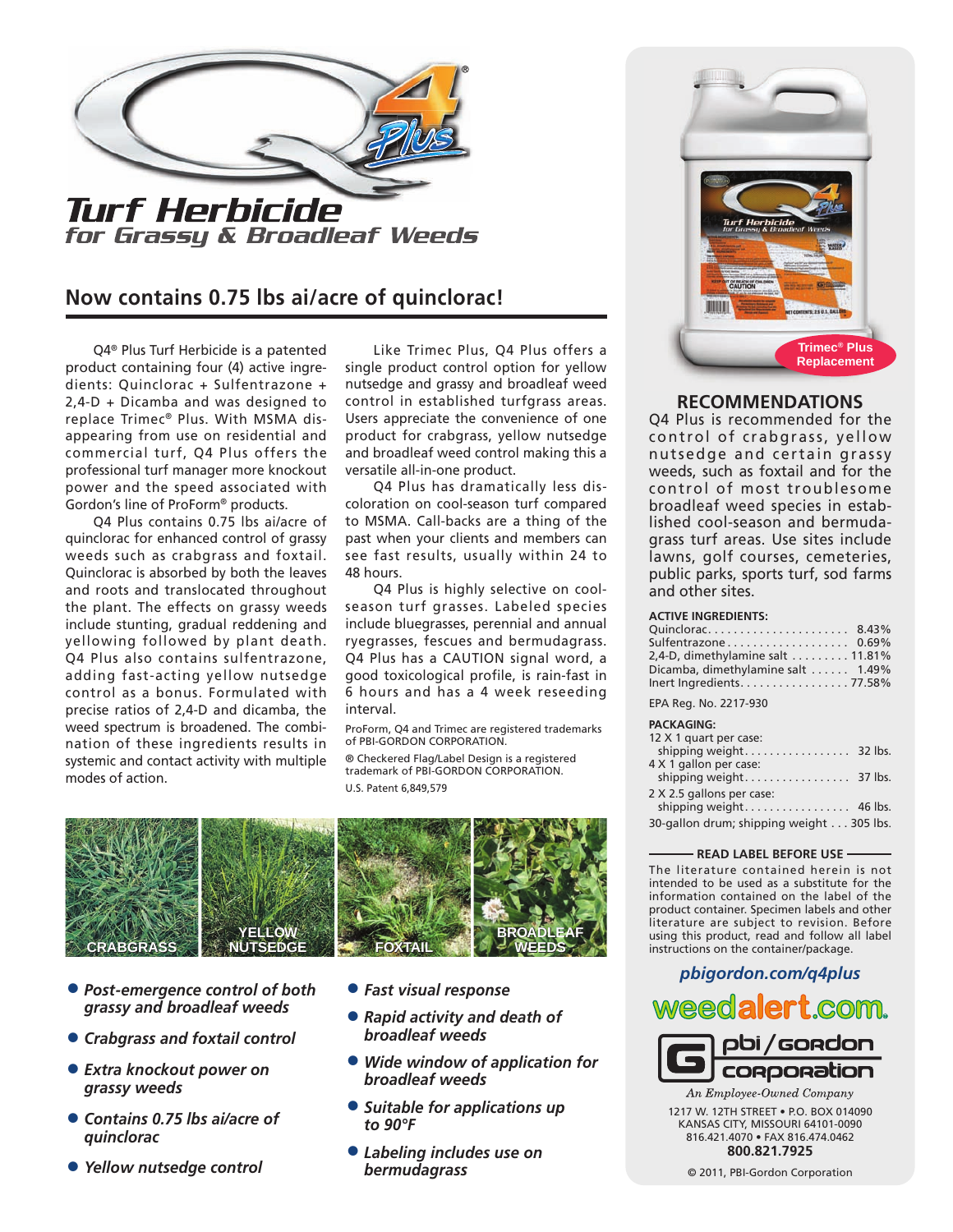# Q4® Plus

## Turf Herbicide
### for Grassy & Broadleaf Weeds

## Now contains 0.75 lbs ai/acre of quinclorac!

Q4® Plus Turf Herbicide is a patented product containing four (4) active ingredients: Quinclorac + Sulfentrazone + 2,4-D + Dicamba and was designed to replace Trimec® Plus. With MSMA disappearing from use on residential and commercial turf, Q4 Plus offers the professional turf manager more knockout power and the speed associated with Gordon's line of ProForm® products.

Q4 Plus contains 0.75 lbs ai/acre of quinclorac for enhanced control of grassy weeds such as crabgrass and foxtail. Quinclorac is absorbed by both the leaves and roots and translocated throughout the plant. The effects on grassy weeds include stunting, gradual reddening and yellowing followed by plant death. Q4 Plus also contains sulfentrazone, adding fast-acting yellow nutsedge control as a bonus. Formulated with precise ratios of 2,4-D and dicamba, the weed spectrum is broadened. The combination of these ingredients results in systemic and contact activity with multiple modes of action.

Like Trimec Plus, Q4 Plus offers a single product control option for yellow nutsedge and grassy and broadleaf weed control in established turfgrass areas. Users appreciate the convenience of one product for crabgrass, yellow nutsedge and broadleaf weed control making this a versatile all-in-one product.

Q4 Plus has dramatically less discoloration on cool-season turf compared to MSMA. Call-backs are a thing of the past when your clients and members can see fast results, usually within 24 to 48 hours.

Q4 Plus is highly selective on cool-season turf grasses. Labeled species include bluegrasses, perennial and annual ryegrasses, fescues and bermudagrass. Q4 Plus has a CAUTION signal word, a good toxicological profile, is rain-fast in 6 hours and has a 4 week reseeding interval.

ProForm, Q4 and Trimec are registered trademarks of PBI-GORDON CORPORATION.

® Checkered Flag/Label Design is a registered trademark of PBI-GORDON CORPORATION.

U.S. Patent 6,849,579

CRABGRASS | YELLOW NUTSEDGE | FOXTAIL | BROADLEAF WEEDS

- *Post-emergence control of both grassy and broadleaf weeds*
- *Crabgrass and foxtail control*
- *Extra knockout power on grassy weeds*
- *Contains 0.75 lbs ai/acre of quinclorac*
- *Yellow nutsedge control*
- *Fast visual response*
- *Rapid activity and death of broadleaf weeds*
- *Wide window of application for broadleaf weeds*
- *Suitable for applications up to 90°F*
- *Labeling includes use on bermudagrass*

Trimec® Plus Replacement

## RECOMMENDATIONS

Q4 Plus is recommended for the control of crabgrass, yellow nutsedge and certain grassy weeds, such as foxtail and for the control of most troublesome broadleaf weed species in established cool-season and bermudagrass turf areas. Use sites include lawns, golf courses, cemeteries, public parks, sports turf, sod farms and other sites.

**ACTIVE INGREDIENTS:**

| Ingredient | % |
|---|---|
| Quinclorac | 8.43% |
| Sulfentrazone | 0.69% |
| 2,4-D, dimethylamine salt | 11.81% |
| Dicamba, dimethylamine salt | 1.49% |
| Inert Ingredients | 77.58% |

EPA Reg. No. 2217-930

**PACKAGING:**

| Packaging | Shipping weight |
|---|---|
| 12 X 1 quart per case: shipping weight | 32 lbs. |
| 4 X 1 gallon per case: shipping weight | 37 lbs. |
| 2 X 2.5 gallons per case: shipping weight | 46 lbs. |
| 30-gallon drum; shipping weight | 305 lbs. |

**READ LABEL BEFORE USE**

The literature contained herein is not intended to be used as a substitute for the information contained on the label of the product container. Specimen labels and other literature are subject to revision. Before using this product, read and follow all label instructions on the container/package.

*pbigordon.com/q4plus*

weedalert.com

pbi/gordon corporation

*An Employee-Owned Company*

1217 W. 12TH STREET • P.O. BOX 014090
KANSAS CITY, MISSOURI 64101-0090
816.421.4070 • FAX 816.474.0462
**800.821.7925**

© 2011, PBI-Gordon Corporation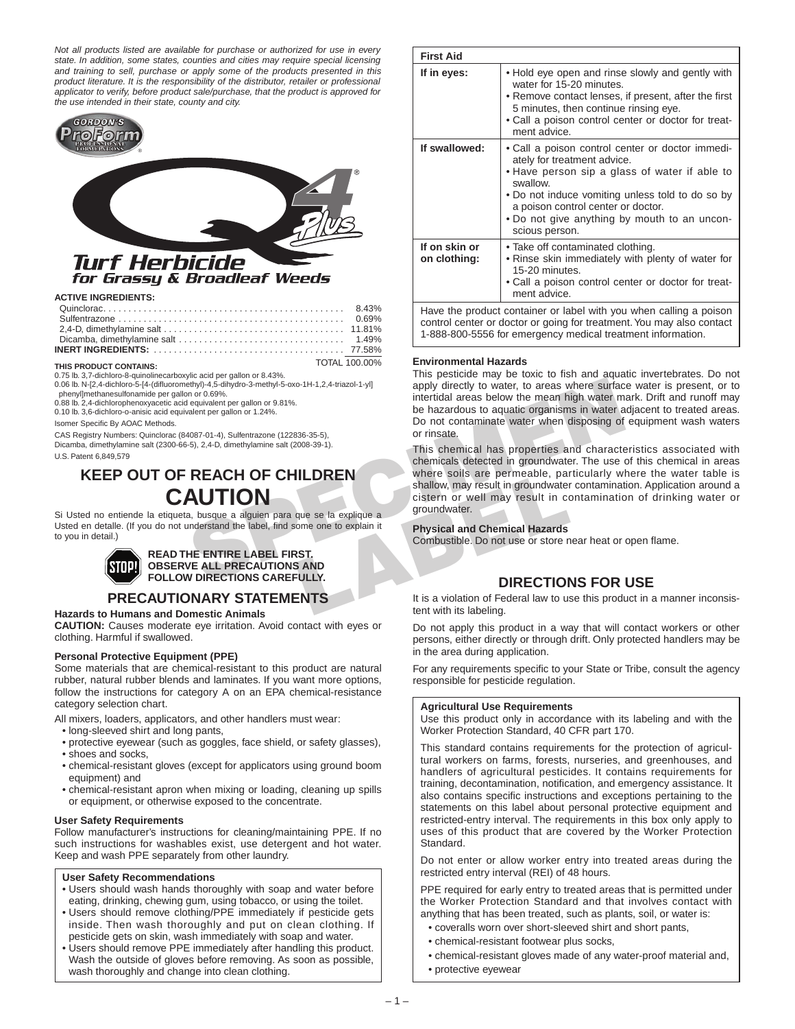*Not all products listed are available for purchase or authorized for use in every state. In addition, some states, counties and cities may require special licensing and training to sell, purchase or apply some of the products presented in this product literature. It is the responsibility of the distributor, retailer or professional applicator to verify, before product sale/purchase, that the product is approved for the use intended in their state, county and city.*

GORDON'S ProForm® PROFESSIONAL FORMULATIONS

# Q4® Plus

## Turf Herbicide
### for Grassy & Broadleaf Weeds

**ACTIVE INGREDIENTS:**

| | |
|---|---|
| Quinclorac | 8.43% |
| Sulfentrazone | 0.69% |
| 2,4-D, dimethylamine salt | 11.81% |
| Dicamba, dimethylamine salt | 1.49% |
| **INERT INGREDIENTS:** | 77.58% |
| | TOTAL 100.00% |

**THIS PRODUCT CONTAINS:**

0.75 lb. 3,7-dichloro-8-quinolinecarboxylic acid per gallon or 8.43%.
0.06 lb. N-[2,4-dichloro-5-[4-(difluoromethyl)-4,5-dihydro-3-methyl-5-oxo-1H-1,2,4-triazol-1-yl] phenyl]methanesulfonamide per gallon or 0.69%.
0.88 lb. 2,4-dichlorophenoxyacetic acid equivalent per gallon or 9.81%.
0.10 lb. 3,6-dichloro-o-anisic acid equivalent per gallon or 1.24%.

Isomer Specific By AOAC Methods.

CAS Registry Numbers: Quinclorac (84087-01-4), Sulfentrazone (122836-35-5), Dicamba, dimethylamine salt (2300-66-5), 2,4-D, dimethylamine salt (2008-39-1).

U.S. Patent 6,849,579

## KEEP OUT OF REACH OF CHILDREN
# CAUTION

Si Usted no entiende la etiqueta, busque a alguien para que se la explique a Usted en detalle. (If you do not understand the label, find some one to explain it to you in detail.)

STOP! **READ THE ENTIRE LABEL FIRST. OBSERVE ALL PRECAUTIONS AND FOLLOW DIRECTIONS CAREFULLY.**

## PRECAUTIONARY STATEMENTS

### Hazards to Humans and Domestic Animals

**CAUTION:** Causes moderate eye irritation. Avoid contact with eyes or clothing. Harmful if swallowed.

### Personal Protective Equipment (PPE)

Some materials that are chemical-resistant to this product are natural rubber, natural rubber blends and laminates. If you want more options, follow the instructions for category A on an EPA chemical-resistance category selection chart.

All mixers, loaders, applicators, and other handlers must wear:

- long-sleeved shirt and long pants,
- protective eyewear (such as goggles, face shield, or safety glasses),
- shoes and socks,
- chemical-resistant gloves (except for applicators using ground boom equipment) and
- chemical-resistant apron when mixing or loading, cleaning up spills or equipment, or otherwise exposed to the concentrate.

### User Safety Requirements

Follow manufacturer's instructions for cleaning/maintaining PPE. If no such instructions for washables exist, use detergent and hot water. Keep and wash PPE separately from other laundry.

### User Safety Recommendations

- Users should wash hands thoroughly with soap and water before eating, drinking, chewing gum, using tobacco, or using the toilet.
- Users should remove clothing/PPE immediately if pesticide gets inside. Then wash thoroughly and put on clean clothing. If pesticide gets on skin, wash immediately with soap and water.
- Users should remove PPE immediately after handling this product. Wash the outside of gloves before removing. As soon as possible, wash thoroughly and change into clean clothing.

| First Aid | |
|---|---|
| **If in eyes:** | • Hold eye open and rinse slowly and gently with water for 15-20 minutes.<br>• Remove contact lenses, if present, after the first 5 minutes, then continue rinsing eye.<br>• Call a poison control center or doctor for treatment advice. |
| **If swallowed:** | • Call a poison control center or doctor immediately for treatment advice.<br>• Have person sip a glass of water if able to swallow.<br>• Do not induce vomiting unless told to do so by a poison control center or doctor.<br>• Do not give anything by mouth to an unconscious person. |
| **If on skin or on clothing:** | • Take off contaminated clothing.<br>• Rinse skin immediately with plenty of water for 15-20 minutes.<br>• Call a poison control center or doctor for treatment advice. |
| Have the product container or label with you when calling a poison control center or doctor or going for treatment. You may also contact 1-888-800-5556 for emergency medical treatment information. | |

### Environmental Hazards

This pesticide may be toxic to fish and aquatic invertebrates. Do not apply directly to water, to areas where surface water is present, or to intertidal areas below the mean high water mark. Drift and runoff may be hazardous to aquatic organisms in water adjacent to treated areas. Do not contaminate water when disposing of equipment wash waters or rinsate.

This chemical has properties and characteristics associated with chemicals detected in groundwater. The use of this chemical in areas where soils are permeable, particularly where the water table is shallow, may result in groundwater contamination. Application around a cistern or well may result in contamination of drinking water or groundwater.

### Physical and Chemical Hazards

Combustible. Do not use or store near heat or open flame.

## DIRECTIONS FOR USE

It is a violation of Federal law to use this product in a manner inconsistent with its labeling.

Do not apply this product in a way that will contact workers or other persons, either directly or through drift. Only protected handlers may be in the area during application.

For any requirements specific to your State or Tribe, consult the agency responsible for pesticide regulation.

### Agricultural Use Requirements

Use this product only in accordance with its labeling and with the Worker Protection Standard, 40 CFR part 170.

This standard contains requirements for the protection of agricultural workers on farms, forests, nurseries, and greenhouses, and handlers of agricultural pesticides. It contains requirements for training, decontamination, notification, and emergency assistance. It also contains specific instructions and exceptions pertaining to the statements on this label about personal protective equipment and restricted-entry interval. The requirements in this box only apply to uses of this product that are covered by the Worker Protection Standard.

Do not enter or allow worker entry into treated areas during the restricted entry interval (REI) of 48 hours.

PPE required for early entry to treated areas that is permitted under the Worker Protection Standard and that involves contact with anything that has been treated, such as plants, soil, or water is:

- coveralls worn over short-sleeved shirt and short pants,
- chemical-resistant footwear plus socks,
- chemical-resistant gloves made of any water-proof material and,
- protective eyewear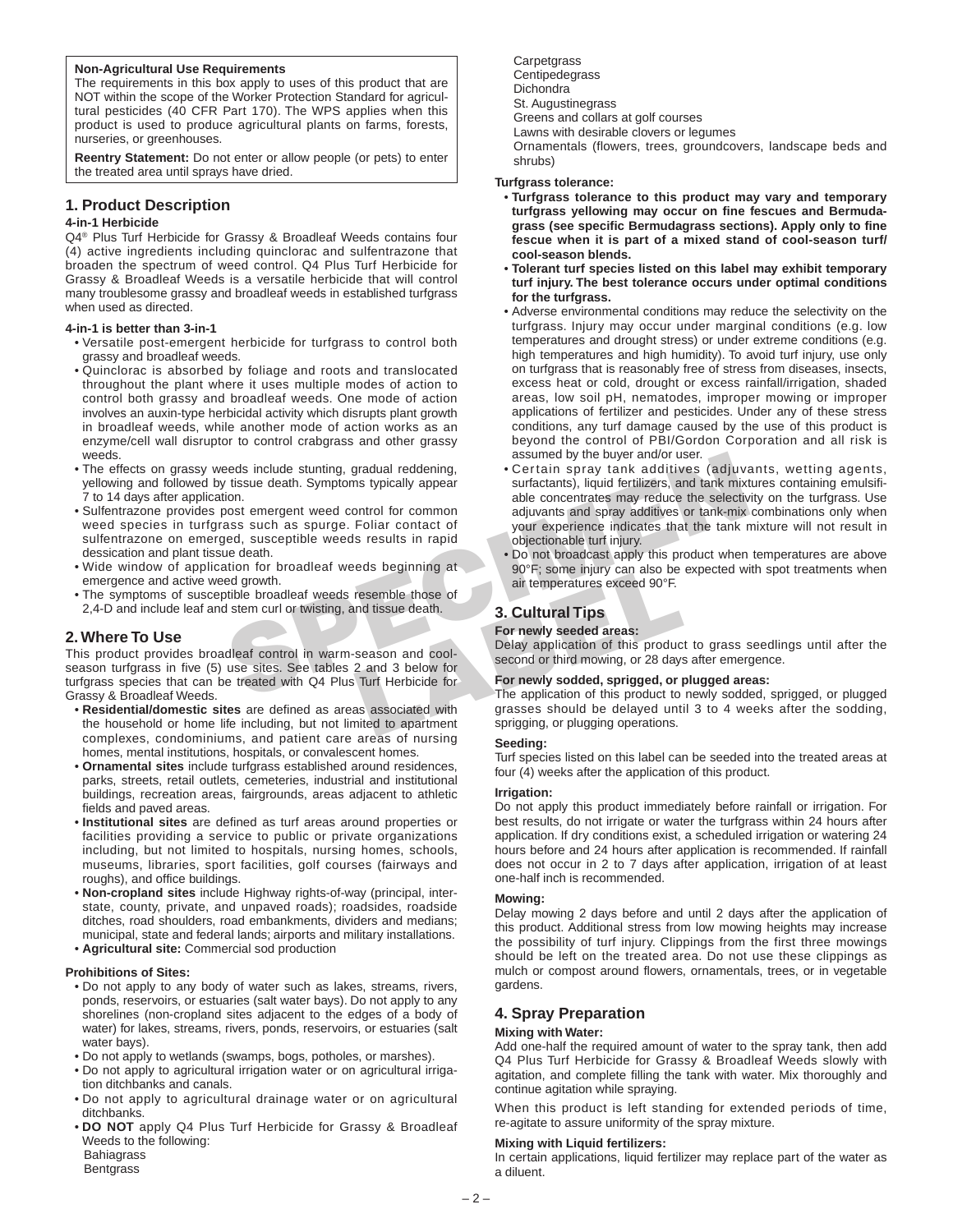**Non-Agricultural Use Requirements**

The requirements in this box apply to uses of this product that are NOT within the scope of the Worker Protection Standard for agricultural pesticides (40 CFR Part 170). The WPS applies when this product is used to produce agricultural plants on farms, forests, nurseries, or greenhouses.

**Reentry Statement:** Do not enter or allow people (or pets) to enter the treated area until sprays have dried.

## 1. Product Description

**4-in-1 Herbicide**

Q4® Plus Turf Herbicide for Grassy & Broadleaf Weeds contains four (4) active ingredients including quinclorac and sulfentrazone that broaden the spectrum of weed control. Q4 Plus Turf Herbicide for Grassy & Broadleaf Weeds is a versatile herbicide that will control many troublesome grassy and broadleaf weeds in established turfgrass when used as directed.

**4-in-1 is better than 3-in-1**

- Versatile post-emergent herbicide for turfgrass to control both grassy and broadleaf weeds.
- Quinclorac is absorbed by foliage and roots and translocated throughout the plant where it uses multiple modes of action to control both grassy and broadleaf weeds. One mode of action involves an auxin-type herbicidal activity which disrupts plant growth in broadleaf weeds, while another mode of action works as an enzyme/cell wall disruptor to control crabgrass and other grassy weeds.
- The effects on grassy weeds include stunting, gradual reddening, yellowing and followed by tissue death. Symptoms typically appear 7 to 14 days after application.
- Sulfentrazone provides post emergent weed control for common weed species in turfgrass such as spurge. Foliar contact of sulfentrazone on emerged, susceptible weeds results in rapid dessication and plant tissue death.
- Wide window of application for broadleaf weeds beginning at emergence and active weed growth.
- The symptoms of susceptible broadleaf weeds resemble those of 2,4-D and include leaf and stem curl or twisting, and tissue death.

## 2. Where To Use

This product provides broadleaf control in warm-season and cool-season turfgrass in five (5) use sites. See tables 2 and 3 below for turfgrass species that can be treated with Q4 Plus Turf Herbicide for Grassy & Broadleaf Weeds.

- **Residential/domestic sites** are defined as areas associated with the household or home life including, but not limited to apartment complexes, condominiums, and patient care areas of nursing homes, mental institutions, hospitals, or convalescent homes.
- **Ornamental sites** include turfgrass established around residences, parks, streets, retail outlets, cemeteries, industrial and institutional buildings, recreation areas, fairgrounds, areas adjacent to athletic fields and paved areas.
- **Institutional sites** are defined as turf areas around properties or facilities providing a service to public or private organizations including, but not limited to hospitals, nursing homes, schools, museums, libraries, sport facilities, golf courses (fairways and roughs), and office buildings.
- **Non-cropland sites** include Highway rights-of-way (principal, interstate, county, private, and unpaved roads); roadsides, roadside ditches, road shoulders, road embankments, dividers and medians; municipal, state and federal lands; airports and military installations.
- **Agricultural site:** Commercial sod production

**Prohibitions of Sites:**

- Do not apply to any body of water such as lakes, streams, rivers, ponds, reservoirs, or estuaries (salt water bays). Do not apply to any shorelines (non-cropland sites adjacent to the edges of a body of water) for lakes, streams, rivers, ponds, reservoirs, or estuaries (salt water bays).
- Do not apply to wetlands (swamps, bogs, potholes, or marshes).
- Do not apply to agricultural irrigation water or on agricultural irrigation ditchbanks and canals.
- Do not apply to agricultural drainage water or on agricultural ditchbanks.
- **DO NOT** apply Q4 Plus Turf Herbicide for Grassy & Broadleaf Weeds to the following:
  - Bahiagrass
  - Bentgrass
  - Carpetgrass
  - Centipedegrass
  - Dichondra
  - St. Augustinegrass
  - Greens and collars at golf courses
  - Lawns with desirable clovers or legumes
  - Ornamentals (flowers, trees, groundcovers, landscape beds and shrubs)

**Turfgrass tolerance:**

- **Turfgrass tolerance to this product may vary and temporary turfgrass yellowing may occur on fine fescues and Bermudagrass (see specific Bermudagrass sections). Apply only to fine fescue when it is part of a mixed stand of cool-season turf/cool-season blends.**
- **Tolerant turf species listed on this label may exhibit temporary turf injury. The best tolerance occurs under optimal conditions for the turfgrass.**
- Adverse environmental conditions may reduce the selectivity on the turfgrass. Injury may occur under marginal conditions (e.g. low temperatures and drought stress) or under extreme conditions (e.g. high temperatures and high humidity). To avoid turf injury, use only on turfgrass that is reasonably free of stress from diseases, insects, excess heat or cold, drought or excess rainfall/irrigation, shaded areas, low soil pH, nematodes, improper mowing or improper applications of fertilizer and pesticides. Under any of these stress conditions, any turf damage caused by the use of this product is beyond the control of PBI/Gordon Corporation and all risk is assumed by the buyer and/or user.
- Certain spray tank additives (adjuvants, wetting agents, surfactants), liquid fertilizers, and tank mixtures containing emulsifiable concentrates may reduce the selectivity on the turfgrass. Use adjuvants and spray additives or tank-mix combinations only when your experience indicates that the tank mixture will not result in objectionable turf injury.
- Do not broadcast apply this product when temperatures are above 90°F; some injury can also be expected with spot treatments when air temperatures exceed 90°F.

## 3. Cultural Tips

**For newly seeded areas:**

Delay application of this product to grass seedlings until after the second or third mowing, or 28 days after emergence.

**For newly sodded, sprigged, or plugged areas:**

The application of this product to newly sodded, sprigged, or plugged grasses should be delayed until 3 to 4 weeks after the sodding, sprigging, or plugging operations.

**Seeding:**

Turf species listed on this label can be seeded into the treated areas at four (4) weeks after the application of this product.

**Irrigation:**

Do not apply this product immediately before rainfall or irrigation. For best results, do not irrigate or water the turfgrass within 24 hours after application. If dry conditions exist, a scheduled irrigation or watering 24 hours before and 24 hours after application is recommended. If rainfall does not occur in 2 to 7 days after application, irrigation of at least one-half inch is recommended.

**Mowing:**

Delay mowing 2 days before and until 2 days after the application of this product. Additional stress from low mowing heights may increase the possibility of turf injury. Clippings from the first three mowings should be left on the treated area. Do not use these clippings as mulch or compost around flowers, ornamentals, trees, or in vegetable gardens.

## 4. Spray Preparation

**Mixing with Water:**

Add one-half the required amount of water to the spray tank, then add Q4 Plus Turf Herbicide for Grassy & Broadleaf Weeds slowly with agitation, and complete filling the tank with water. Mix thoroughly and continue agitation while spraying.

When this product is left standing for extended periods of time, re-agitate to assure uniformity of the spray mixture.

**Mixing with Liquid fertilizers:**

In certain applications, liquid fertilizer may replace part of the water as a diluent.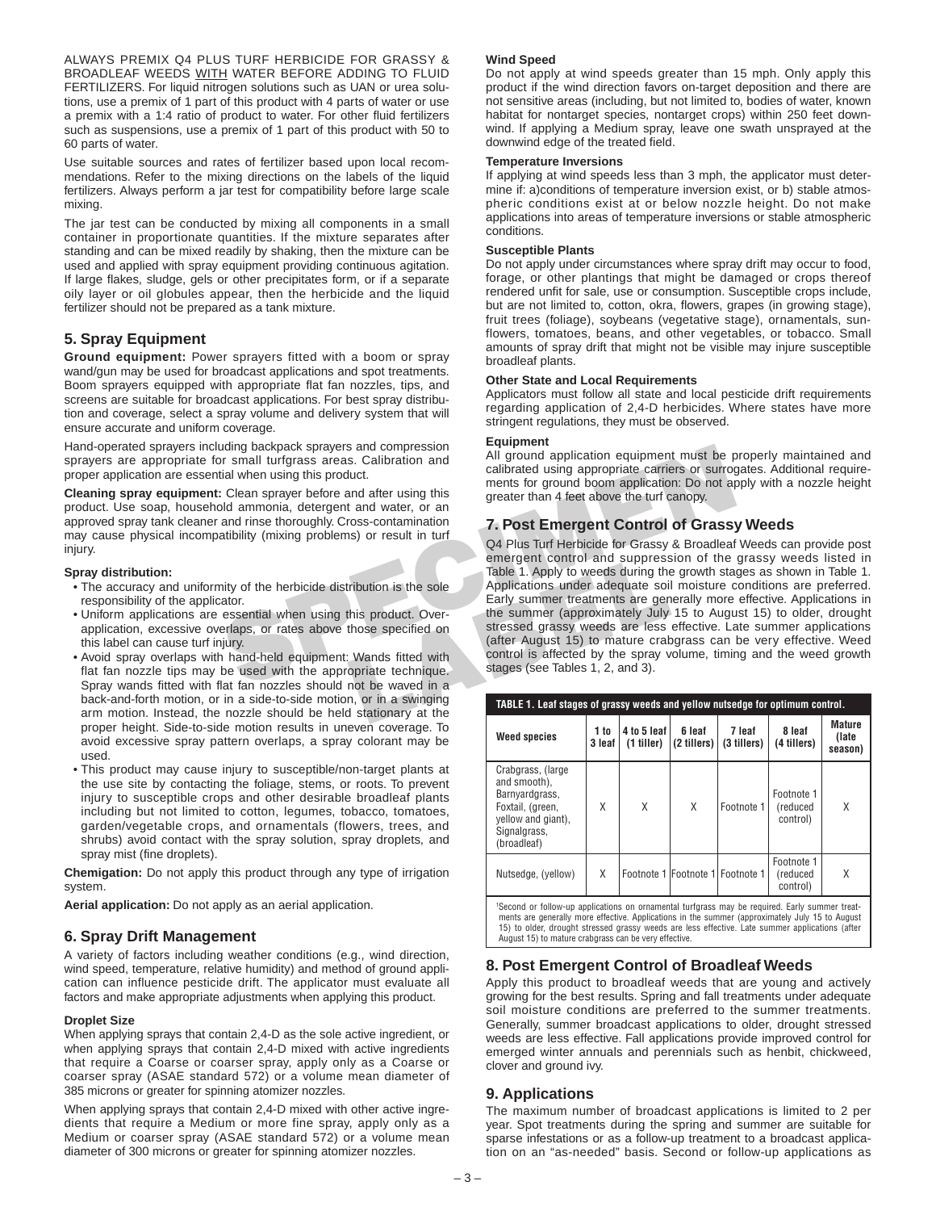ALWAYS PREMIX Q4 PLUS TURF HERBICIDE FOR GRASSY & BROADLEAF WEEDS WITH WATER BEFORE ADDING TO FLUID FERTILIZERS. For liquid nitrogen solutions such as UAN or urea solutions, use a premix of 1 part of this product with 4 parts of water or use a premix with a 1:4 ratio of product to water. For other fluid fertilizers such as suspensions, use a premix of 1 part of this product with 50 to 60 parts of water.

Use suitable sources and rates of fertilizer based upon local recommendations. Refer to the mixing directions on the labels of the liquid fertilizers. Always perform a jar test for compatibility before large scale mixing.

The jar test can be conducted by mixing all components in a small container in proportionate quantities. If the mixture separates after standing and can be mixed readily by shaking, then the mixture can be used and applied with spray equipment providing continuous agitation. If large flakes, sludge, gels or other precipitates form, or if a separate oily layer or oil globules appear, then the herbicide and the liquid fertilizer should not be prepared as a tank mixture.

## 5. Spray Equipment

**Ground equipment:** Power sprayers fitted with a boom or spray wand/gun may be used for broadcast applications and spot treatments. Boom sprayers equipped with appropriate flat fan nozzles, tips, and screens are suitable for broadcast applications. For best spray distribution and coverage, select a spray volume and delivery system that will ensure accurate and uniform coverage.

Hand-operated sprayers including backpack sprayers and compression sprayers are appropriate for small turfgrass areas. Calibration and proper application are essential when using this product.

**Cleaning spray equipment:** Clean sprayer before and after using this product. Use soap, household ammonia, detergent and water, or an approved spray tank cleaner and rinse thoroughly. Cross-contamination may cause physical incompatibility (mixing problems) or result in turf injury.

**Spray distribution:**

- The accuracy and uniformity of the herbicide distribution is the sole responsibility of the applicator.
- Uniform applications are essential when using this product. Over-application, excessive overlaps, or rates above those specified on this label can cause turf injury.
- Avoid spray overlaps with hand-held equipment: Wands fitted with flat fan nozzle tips may be used with the appropriate technique. Spray wands fitted with flat fan nozzles should not be waved in a back-and-forth motion, or in a side-to-side motion, or in a swinging arm motion. Instead, the nozzle should be held stationary at the proper height. Side-to-side motion results in uneven coverage. To avoid excessive spray pattern overlaps, a spray colorant may be used.
- This product may cause injury to susceptible/non-target plants at the use site by contacting the foliage, stems, or roots. To prevent injury to susceptible crops and other desirable broadleaf plants including but not limited to cotton, legumes, tobacco, tomatoes, garden/vegetable crops, and ornamentals (flowers, trees, and shrubs) avoid contact with the spray solution, spray droplets, and spray mist (fine droplets).

**Chemigation:** Do not apply this product through any type of irrigation system.

**Aerial application:** Do not apply as an aerial application.

## 6. Spray Drift Management

A variety of factors including weather conditions (e.g., wind direction, wind speed, temperature, relative humidity) and method of ground application can influence pesticide drift. The applicator must evaluate all factors and make appropriate adjustments when applying this product.

**Droplet Size**

When applying sprays that contain 2,4-D as the sole active ingredient, or when applying sprays that contain 2,4-D mixed with active ingredients that require a Coarse or coarser spray, apply only as a Coarse or coarser spray (ASAE standard 572) or a volume mean diameter of 385 microns or greater for spinning atomizer nozzles.

When applying sprays that contain 2,4-D mixed with other active ingredients that require a Medium or more fine spray, apply only as a Medium or coarser spray (ASAE standard 572) or a volume mean diameter of 300 microns or greater for spinning atomizer nozzles.

**Wind Speed**

Do not apply at wind speeds greater than 15 mph. Only apply this product if the wind direction favors on-target deposition and there are not sensitive areas (including, but not limited to, bodies of water, known habitat for nontarget species, nontarget crops) within 250 feet downwind. If applying a Medium spray, leave one swath unsprayed at the downwind edge of the treated field.

**Temperature Inversions**

If applying at wind speeds less than 3 mph, the applicator must determine if: a)conditions of temperature inversion exist, or b) stable atmospheric conditions exist at or below nozzle height. Do not make applications into areas of temperature inversions or stable atmospheric conditions.

**Susceptible Plants**

Do not apply under circumstances where spray drift may occur to food, forage, or other plantings that might be damaged or crops thereof rendered unfit for sale, use or consumption. Susceptible crops include, but are not limited to, cotton, okra, flowers, grapes (in growing stage), fruit trees (foliage), soybeans (vegetative stage), ornamentals, sunflowers, tomatoes, beans, and other vegetables, or tobacco. Small amounts of spray drift that might not be visible may injure susceptible broadleaf plants.

**Other State and Local Requirements**

Applicators must follow all state and local pesticide drift requirements regarding application of 2,4-D herbicides. Where states have more stringent regulations, they must be observed.

**Equipment**

All ground application equipment must be properly maintained and calibrated using appropriate carriers or surrogates. Additional requirements for ground boom application: Do not apply with a nozzle height greater than 4 feet above the turf canopy.

## 7. Post Emergent Control of Grassy Weeds

Q4 Plus Turf Herbicide for Grassy & Broadleaf Weeds can provide post emergent control and suppression of the grassy weeds listed in Table 1. Apply to weeds during the growth stages as shown in Table 1. Applications under adequate soil moisture conditions are preferred. Early summer treatments are generally more effective. Applications in the summer (approximately July 15 to August 15) to older, drought stressed grassy weeds are less effective. Late summer applications (after August 15) to mature crabgrass can be very effective. Weed control is affected by the spray volume, timing and the weed growth stages (see Tables 1, 2, and 3).

**TABLE 1. Leaf stages of grassy weeds and yellow nutsedge for optimum control.**

| Weed species | 1 to 3 leaf | 4 to 5 leaf (1 tiller) | 6 leaf (2 tillers) | 7 leaf (3 tillers) | 8 leaf (4 tillers) | Mature (late season) |
|---|---|---|---|---|---|---|
| Crabgrass, (large and smooth), Barnyardgrass, Foxtail, (green, yellow and giant), Signalgrass, (broadleaf) | X | X | X | Footnote 1 | Footnote 1 (reduced control) | X |
| Nutsedge, (yellow) | X | Footnote 1 | Footnote 1 | Footnote 1 | Footnote 1 (reduced control) | X |

[1]Second or follow-up applications on ornamental turfgrass may be required. Early summer treatments are generally more effective. Applications in the summer (approximately July 15 to August 15) to older, drought stressed grassy weeds are less effective. Late summer applications (after August 15) to mature crabgrass can be very effective.

## 8. Post Emergent Control of Broadleaf Weeds

Apply this product to broadleaf weeds that are young and actively growing for the best results. Spring and fall treatments under adequate soil moisture conditions are preferred to the summer treatments. Generally, summer broadcast applications to older, drought stressed weeds are less effective. Fall applications provide improved control for emerged winter annuals and perennials such as henbit, chickweed, clover and ground ivy.

## 9. Applications

The maximum number of broadcast applications is limited to 2 per year. Spot treatments during the spring and summer are suitable for sparse infestations or as a follow-up treatment to a broadcast application on an "as-needed" basis. Second or follow-up applications as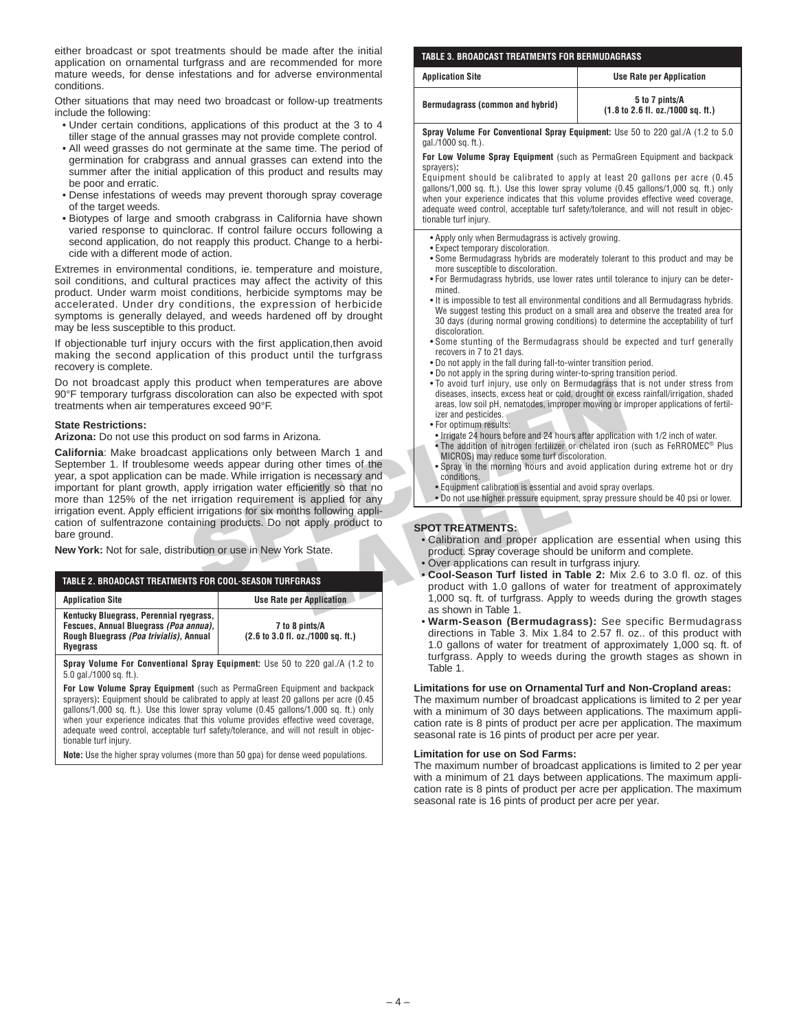either broadcast or spot treatments should be made after the initial application on ornamental turfgrass and are recommended for more mature weeds, for dense infestations and for adverse environmental conditions.

Other situations that may need two broadcast or follow-up treatments include the following:

- Under certain conditions, applications of this product at the 3 to 4 tiller stage of the annual grasses may not provide complete control.
- All weed grasses do not germinate at the same time. The period of germination for crabgrass and annual grasses can extend into the summer after the initial application of this product and results may be poor and erratic.
- Dense infestations of weeds may prevent thorough spray coverage of the target weeds.
- Biotypes of large and smooth crabgrass in California have shown varied response to quinclorac. If control failure occurs following a second application, do not reapply this product. Change to a herbicide with a different mode of action.

Extremes in environmental conditions, ie. temperature and moisture, soil conditions, and cultural practices may affect the activity of this product. Under warm moist conditions, herbicide symptoms may be accelerated. Under dry conditions, the expression of herbicide symptoms is generally delayed, and weeds hardened off by drought may be less susceptible to this product.

If objectionable turf injury occurs with the first application,then avoid making the second application of this product until the turfgrass recovery is complete.

Do not broadcast apply this product when temperatures are above 90°F temporary turfgrass discoloration can also be expected with spot treatments when air temperatures exceed 90°F.

**State Restrictions:**

**Arizona:** Do not use this product on sod farms in Arizona.

**California**: Make broadcast applications only between March 1 and September 1. If troublesome weeds appear during other times of the year, a spot application can be made. While irrigation is necessary and important for plant growth, apply irrigation water efficiently so that no more than 125% of the net irrigation requirement is applied for any irrigation event. Apply efficient irrigations for six months following application of sulfentrazone containing products. Do not apply product to bare ground.

**New York:** Not for sale, distribution or use in New York State.

**TABLE 2. BROADCAST TREATMENTS FOR COOL-SEASON TURFGRASS**

| Application Site | Use Rate per Application |
|---|---|
| Kentucky Bluegrass, Perennial ryegrass, Fescues, Annual Bluegrass *(Poa annua)*, Rough Bluegrass *(Poa trivialis)*, Annual Ryegrass | 7 to 8 pints/A (2.6 to 3.0 fl. oz./1000 sq. ft.) |

**Spray Volume For Conventional Spray Equipment:** Use 50 to 220 gal./A (1.2 to 5.0 gal./1000 sq. ft.).

**For Low Volume Spray Equipment** (such as PermaGreen Equipment and backpack sprayers)**:** Equipment should be calibrated to apply at least 20 gallons per acre (0.45 gallons/1,000 sq. ft.). Use this lower spray volume (0.45 gallons/1,000 sq. ft.) only when your experience indicates that this volume provides effective weed coverage, adequate weed control, acceptable turf safety/tolerance, and will not result in objectionable turf injury.

**Note:** Use the higher spray volumes (more than 50 gpa) for dense weed populations.

**TABLE 3. BROADCAST TREATMENTS FOR BERMUDAGRASS**

| Application Site | Use Rate per Application |
|---|---|
| Bermudagrass (common and hybrid) | 5 to 7 pints/A (1.8 to 2.6 fl. oz./1000 sq. ft.) |

**Spray Volume For Conventional Spray Equipment:** Use 50 to 220 gal./A (1.2 to 5.0 gal./1000 sq. ft.).

**For Low Volume Spray Equipment** (such as PermaGreen Equipment and backpack sprayers)**:**
Equipment should be calibrated to apply at least 20 gallons per acre (0.45 gallons/1,000 sq. ft.). Use this lower spray volume (0.45 gallons/1,000 sq. ft.) only when your experience indicates that this volume provides effective weed coverage, adequate weed control, acceptable turf safety/tolerance, and will not result in objectionable turf injury.

- Apply only when Bermudagrass is actively growing.
- Expect temporary discoloration.
- Some Bermudagrass hybrids are moderately tolerant to this product and may be more susceptible to discoloration.
- For Bermudagrass hybrids, use lower rates until tolerance to injury can be determined.
- It is impossible to test all environmental conditions and all Bermudagrass hybrids. We suggest testing this product on a small area and observe the treated area for 30 days (during normal growing conditions) to determine the acceptability of turf discoloration.
- Some stunting of the Bermudagrass should be expected and turf generally recovers in 7 to 21 days.
- Do not apply in the fall during fall-to-winter transition period.
- Do not apply in the spring during winter-to-spring transition period.
- To avoid turf injury, use only on Bermudagrass that is not under stress from diseases, insects, excess heat or cold, drought or excess rainfall/irrigation, shaded areas, low soil pH, nematodes, improper mowing or improper applications of fertilizer and pesticides.
- For optimum results:
  - Irrigate 24 hours before and 24 hours after application with 1/2 inch of water.
  - The addition of nitrogen fertilizer or chelated iron (such as FeRROMEC® Plus MICROS) may reduce some turf discoloration.
  - Spray in the morning hours and avoid application during extreme hot or dry conditions.
  - Equipment calibration is essential and avoid spray overlaps.
  - Do not use higher pressure equipment, spray pressure should be 40 psi or lower.

**SPOT TREATMENTS:**

- Calibration and proper application are essential when using this product. Spray coverage should be uniform and complete.
- Over applications can result in turfgrass injury.
- **Cool-Season Turf listed in Table 2:** Mix 2.6 to 3.0 fl. oz. of this product with 1.0 gallons of water for treatment of approximately 1,000 sq. ft. of turfgrass. Apply to weeds during the growth stages as shown in Table 1.
- **Warm-Season (Bermudagrass):** See specific Bermudagrass directions in Table 3. Mix 1.84 to 2.57 fl. oz.. of this product with 1.0 gallons of water for treatment of approximately 1,000 sq. ft. of turfgrass. Apply to weeds during the growth stages as shown in Table 1.

**Limitations for use on Ornamental Turf and Non-Cropland areas:**
The maximum number of broadcast applications is limited to 2 per year with a minimum of 30 days between applications. The maximum application rate is 8 pints of product per acre per application. The maximum seasonal rate is 16 pints of product per acre per year.

**Limitation for use on Sod Farms:**
The maximum number of broadcast applications is limited to 2 per year with a minimum of 21 days between applications. The maximum application rate is 8 pints of product per acre per application. The maximum seasonal rate is 16 pints of product per acre per year.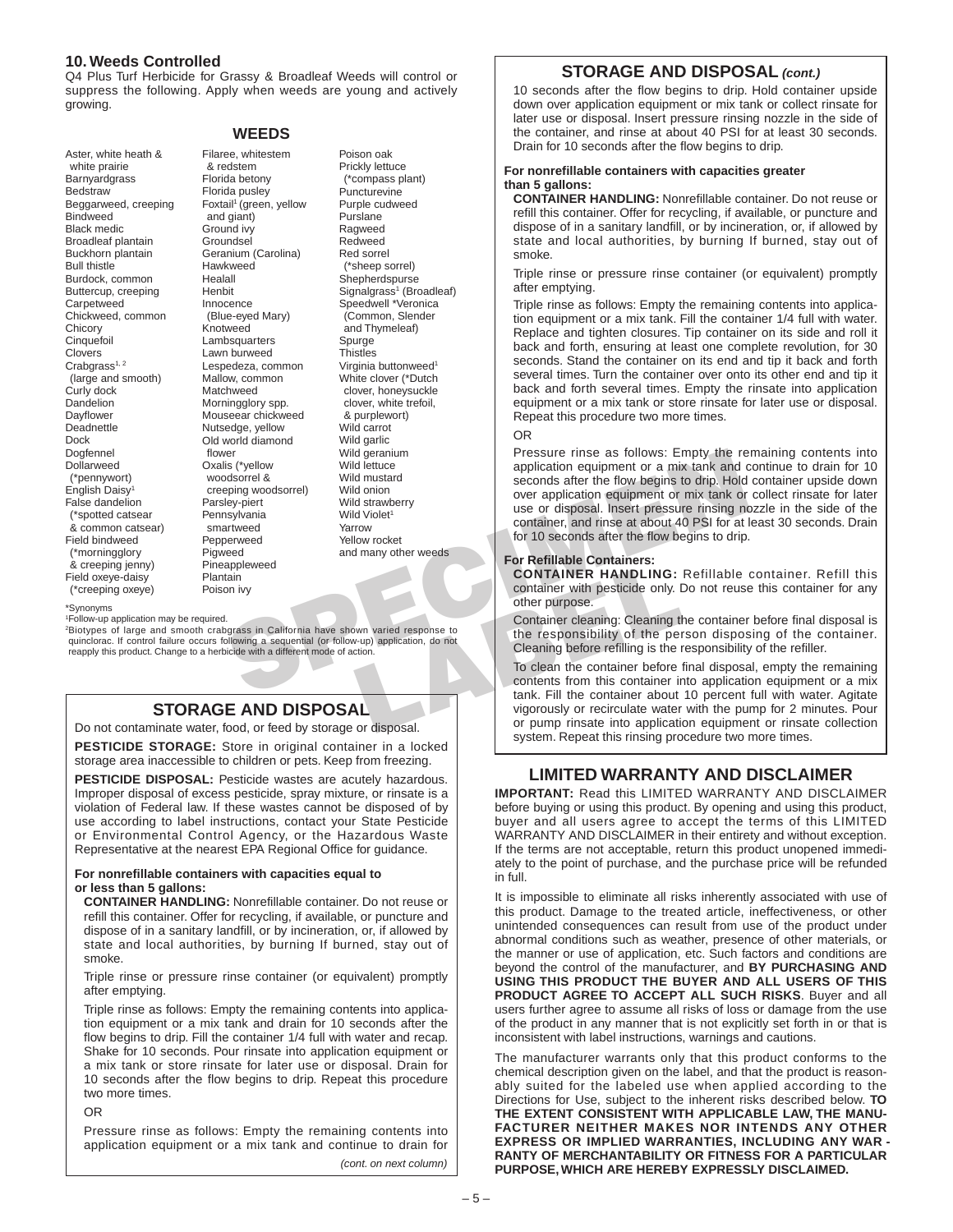## 10. Weeds Controlled

Q4 Plus Turf Herbicide for Grassy & Broadleaf Weeds will control or suppress the following. Apply when weeds are young and actively growing.

### WEEDS

- Aster, white heath & white prairie
- Barnyardgrass
- Bedstraw
- Beggarweed, creeping
- Bindweed
- Black medic
- Broadleaf plantain
- Buckhorn plantain
- Bull thistle
- Burdock, common
- Buttercup, creeping
- Carpetweed
- Chickweed, common
- Chicory
- Cinquefoil
- Clovers
- Crabgrass[1, 2] (large and smooth)
- Curly dock
- Dandelion
- Dayflower
- Deadnettle
- Dock
- Dogfennel
- Dollarweed (*pennywort)
- English Daisy[1]
- False dandelion (*spotted catsear & common catsear)
- Field bindweed (*morningglory & creeping jenny)
- Field oxeye-daisy (*creeping oxeye)
- Filaree, whitestem & redstem
- Florida betony
- Florida pusley
- Foxtail[1] (green, yellow and giant)
- Ground ivy
- Groundsel
- Geranium (Carolina)
- Hawkweed
- Healall
- Henbit
- Innocence (Blue-eyed Mary)
- Knotweed
- Lambsquarters
- Lawn burweed
- Lespedeza, common
- Mallow, common
- Matchweed
- Morningglory spp.
- Mouseear chickweed
- Nutsedge, yellow
- Old world diamond flower
- Oxalis (*yellow woodsorrel & creeping woodsorrel)
- Parsley-piert
- Pennsylvania smartweed
- Pepperweed
- Pigweed
- Pineappleweed
- Plantain
- Poison ivy
- Poison oak
- Prickly lettuce (*compass plant)
- Puncturevine
- Purple cudweed
- Purslane
- Ragweed
- Redweed
- Red sorrel (*sheep sorrel)
- Shepherdspurse
- Signalgrass[1] (Broadleaf)
- Speedwell *Veronica (Common, Slender and Thymeleaf)
- Spurge
- Thistles
- Virginia buttonweed[1]
- White clover (*Dutch clover, honeysuckle clover, white trefoil, & purplewort)
- Wild carrot
- Wild garlic
- Wild geranium
- Wild lettuce
- Wild mustard
- Wild onion
- Wild strawberry
- Wild Violet[1]
- Yarrow
- Yellow rocket
- and many other weeds

*Synonyms

[1]Follow-up application may be required.

[2]Biotypes of large and smooth crabgrass in California have shown varied response to quinclorac. If control failure occurs following a sequential (or follow-up) application, do not reapply this product. Change to a herbicide with a different mode of action.

## STORAGE AND DISPOSAL

Do not contaminate water, food, or feed by storage or disposal.

**PESTICIDE STORAGE:** Store in original container in a locked storage area inaccessible to children or pets. Keep from freezing.

**PESTICIDE DISPOSAL:** Pesticide wastes are acutely hazardous. Improper disposal of excess pesticide, spray mixture, or rinsate is a violation of Federal law. If these wastes cannot be disposed of by use according to label instructions, contact your State Pesticide or Environmental Control Agency, or the Hazardous Waste Representative at the nearest EPA Regional Office for guidance.

**For nonrefillable containers with capacities equal to or less than 5 gallons:**

**CONTAINER HANDLING:** Nonrefillable container. Do not reuse or refill this container. Offer for recycling, if available, or puncture and dispose of in a sanitary landfill, or by incineration, or, if allowed by state and local authorities, by burning If burned, stay out of smoke.

Triple rinse or pressure rinse container (or equivalent) promptly after emptying.

Triple rinse as follows: Empty the remaining contents into application equipment or a mix tank and drain for 10 seconds after the flow begins to drip. Fill the container 1/4 full with water and recap. Shake for 10 seconds. Pour rinsate into application equipment or a mix tank or store rinsate for later use or disposal. Drain for 10 seconds after the flow begins to drip. Repeat this procedure two more times.

OR

Pressure rinse as follows: Empty the remaining contents into application equipment or a mix tank and continue to drain for 10 seconds after the flow begins to drip. Hold container upside down over application equipment or mix tank or collect rinsate for later use or disposal. Insert pressure rinsing nozzle in the side of the container, and rinse at about 40 PSI for at least 30 seconds. Drain for 10 seconds after the flow begins to drip.

**For nonrefillable containers with capacities greater than 5 gallons:**

**CONTAINER HANDLING:** Nonrefillable container. Do not reuse or refill this container. Offer for recycling, if available, or puncture and dispose of in a sanitary landfill, or by incineration, or, if allowed by state and local authorities, by burning If burned, stay out of smoke.

Triple rinse or pressure rinse container (or equivalent) promptly after emptying.

Triple rinse as follows: Empty the remaining contents into application equipment or a mix tank. Fill the container 1/4 full with water. Replace and tighten closures. Tip container on its side and roll it back and forth, ensuring at least one complete revolution, for 30 seconds. Stand the container on its end and tip it back and forth several times. Turn the container over onto its other end and tip it back and forth several times. Empty the rinsate into application equipment or a mix tank or store rinsate for later use or disposal. Repeat this procedure two more times.

OR

Pressure rinse as follows: Empty the remaining contents into application equipment or a mix tank and continue to drain for 10 seconds after the flow begins to drip. Hold container upside down over application equipment or mix tank or collect rinsate for later use or disposal. Insert pressure rinsing nozzle in the side of the container, and rinse at about 40 PSI for at least 30 seconds. Drain for 10 seconds after the flow begins to drip.

**For Refillable Containers:**

**CONTAINER HANDLING:** Refillable container. Refill this container with pesticide only. Do not reuse this container for any other purpose.

Container cleaning: Cleaning the container before final disposal is the responsibility of the person disposing of the container. Cleaning before refilling is the responsibility of the refiller.

To clean the container before final disposal, empty the remaining contents from this container into application equipment or a mix tank. Fill the container about 10 percent full with water. Agitate vigorously or recirculate water with the pump for 2 minutes. Pour or pump rinsate into application equipment or rinsate collection system. Repeat this rinsing procedure two more times.

## LIMITED WARRANTY AND DISCLAIMER

**IMPORTANT:** Read this LIMITED WARRANTY AND DISCLAIMER before buying or using this product. By opening and using this product, buyer and all users agree to accept the terms of this LIMITED WARRANTY AND DISCLAIMER in their entirety and without exception. If the terms are not acceptable, return this product unopened immediately to the point of purchase, and the purchase price will be refunded in full.

It is impossible to eliminate all risks inherently associated with use of this product. Damage to the treated article, ineffectiveness, or other unintended consequences can result from use of the product under abnormal conditions such as weather, presence of other materials, or the manner or use of application, etc. Such factors and conditions are beyond the control of the manufacturer, and **BY PURCHASING AND USING THIS PRODUCT THE BUYER AND ALL USERS OF THIS PRODUCT AGREE TO ACCEPT ALL SUCH RISKS**. Buyer and all users further agree to assume all risks of loss or damage from the use of the product in any manner that is not explicitly set forth in or that is inconsistent with label instructions, warnings and cautions.

The manufacturer warrants only that this product conforms to the chemical description given on the label, and that the product is reasonably suited for the labeled use when applied according to the Directions for Use, subject to the inherent risks described below. **TO THE EXTENT CONSISTENT WITH APPLICABLE LAW, THE MANUFACTURER NEITHER MAKES NOR INTENDS ANY OTHER EXPRESS OR IMPLIED WARRANTIES, INCLUDING ANY WARRANTY OF MERCHANTABILITY OR FITNESS FOR A PARTICULAR PURPOSE, WHICH ARE HEREBY EXPRESSLY DISCLAIMED.**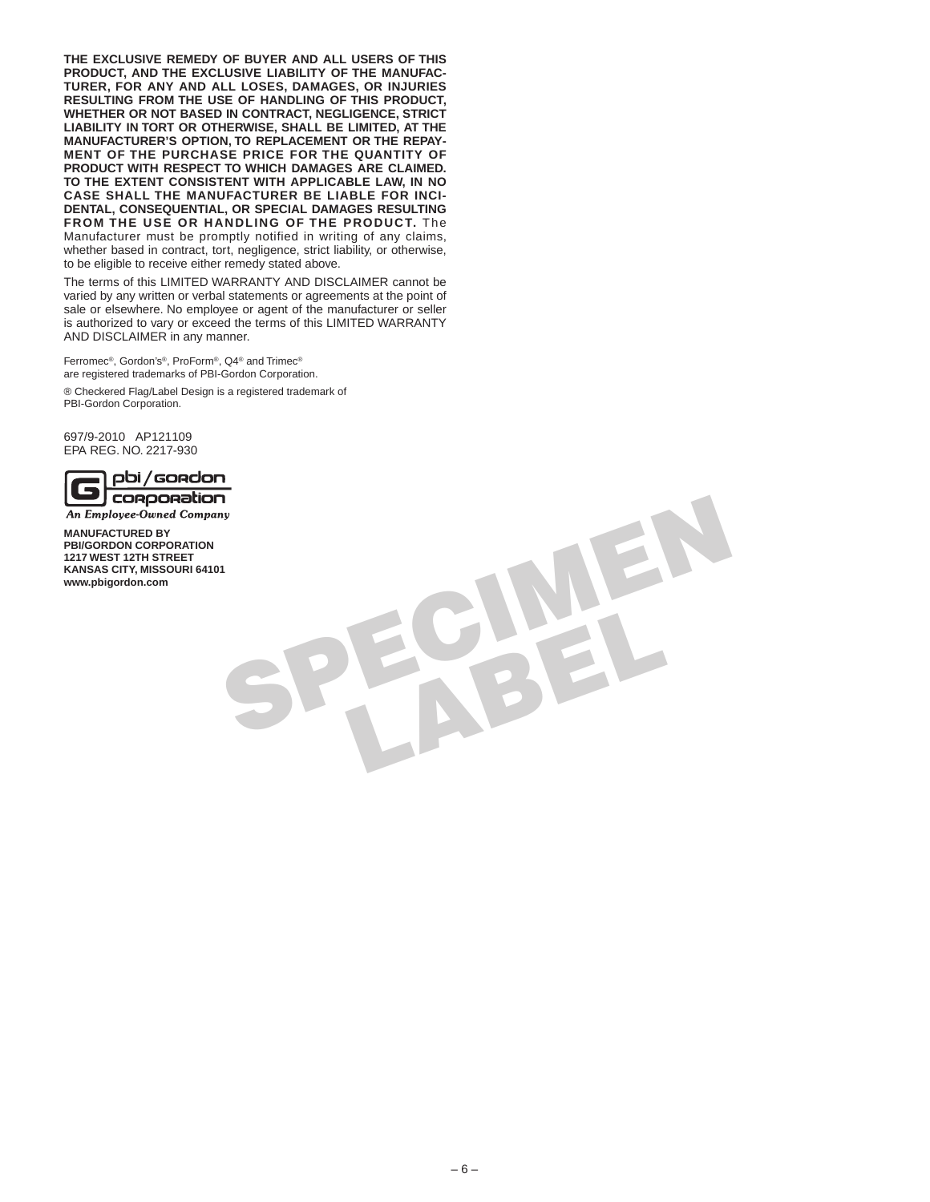**THE EXCLUSIVE REMEDY OF BUYER AND ALL USERS OF THIS PRODUCT, AND THE EXCLUSIVE LIABILITY OF THE MANUFACTURER, FOR ANY AND ALL LOSES, DAMAGES, OR INJURIES RESULTING FROM THE USE OF HANDLING OF THIS PRODUCT, WHETHER OR NOT BASED IN CONTRACT, NEGLIGENCE, STRICT LIABILITY IN TORT OR OTHERWISE, SHALL BE LIMITED, AT THE MANUFACTURER'S OPTION, TO REPLACEMENT OR THE REPAYMENT OF THE PURCHASE PRICE FOR THE QUANTITY OF PRODUCT WITH RESPECT TO WHICH DAMAGES ARE CLAIMED. TO THE EXTENT CONSISTENT WITH APPLICABLE LAW, IN NO CASE SHALL THE MANUFACTURER BE LIABLE FOR INCIDENTAL, CONSEQUENTIAL, OR SPECIAL DAMAGES RESULTING FROM THE USE OR HANDLING OF THE PRODUCT.** The Manufacturer must be promptly notified in writing of any claims, whether based in contract, tort, negligence, strict liability, or otherwise, to be eligible to receive either remedy stated above.

The terms of this LIMITED WARRANTY AND DISCLAIMER cannot be varied by any written or verbal statements or agreements at the point of sale or elsewhere. No employee or agent of the manufacturer or seller is authorized to vary or exceed the terms of this LIMITED WARRANTY AND DISCLAIMER in any manner.

Ferromec®, Gordon's®, ProForm®, Q4® and Trimec® are registered trademarks of PBI-Gordon Corporation.

® Checkered Flag/Label Design is a registered trademark of PBI-Gordon Corporation.

697/9-2010 AP121109
EPA REG. NO. 2217-930

pbi/gordon corporation
*An Employee-Owned Company*

**MANUFACTURED BY**
**PBI/GORDON CORPORATION**
**1217 WEST 12TH STREET**
**KANSAS CITY, MISSOURI 64101**
**www.pbigordon.com**

SPECIMEN LABEL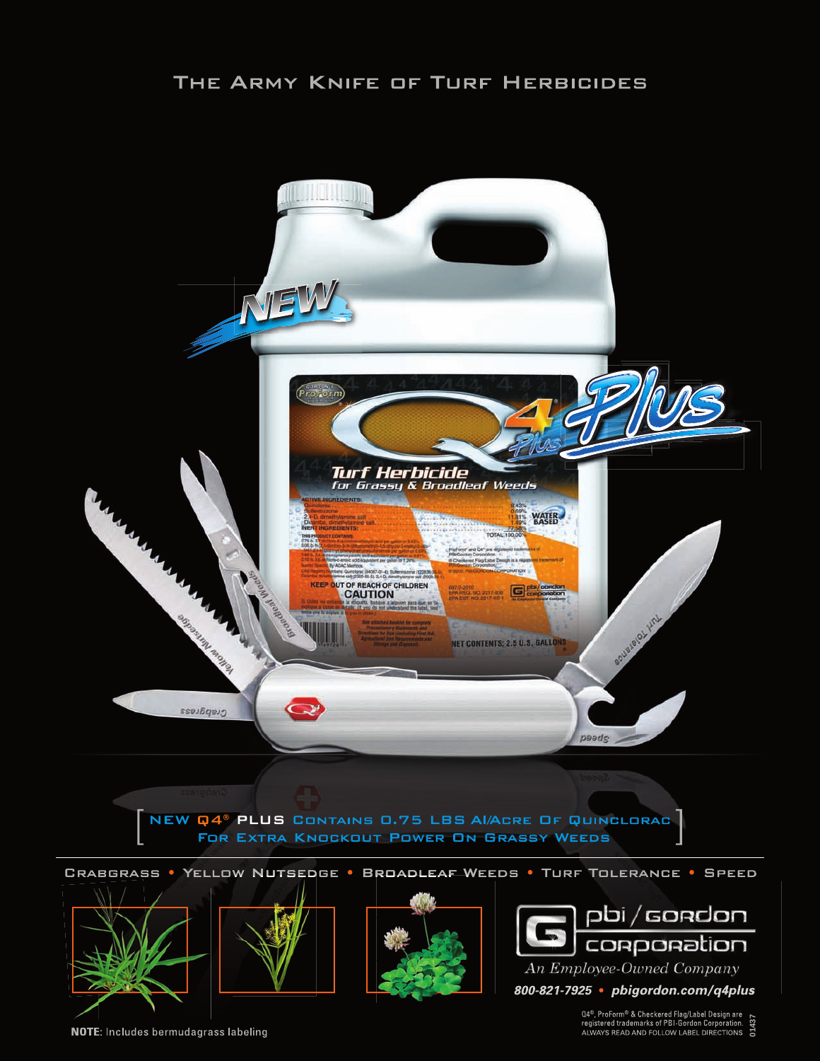# The Army Knife of Turf Herbicides

NEW Q4® PLUS CONTAINS 0.75 LBS AI/ACRE OF QUINCLORAC FOR EXTRA KNOCKOUT POWER ON GRASSY WEEDS

Crabgrass • Yellow Nutsedge • Broadleaf Weeds • Turf Tolerance • Speed

pbi/gordon corporation

*An Employee-Owned Company*

**800-821-7925 • pbigordon.com/q4plus**

**NOTE**: Includes bermudagrass labeling

Q4®, ProForm® & Checkered Flag/Label Design are registered trademarks of PBI-Gordon Corporation.
ALWAYS READ AND FOLLOW LABEL DIRECTIONS 01437